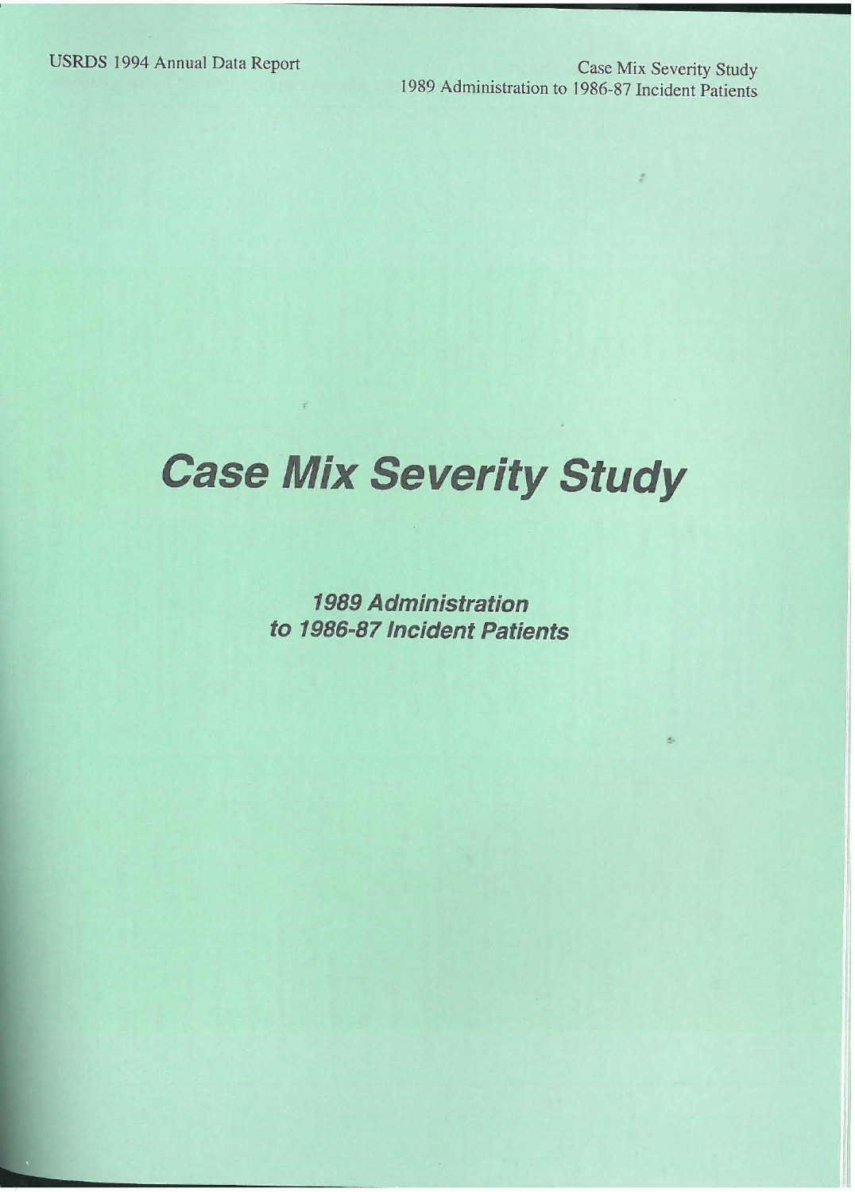# Case Mix Severity Study

## 1989 Administration to 1986-87 Incident Patients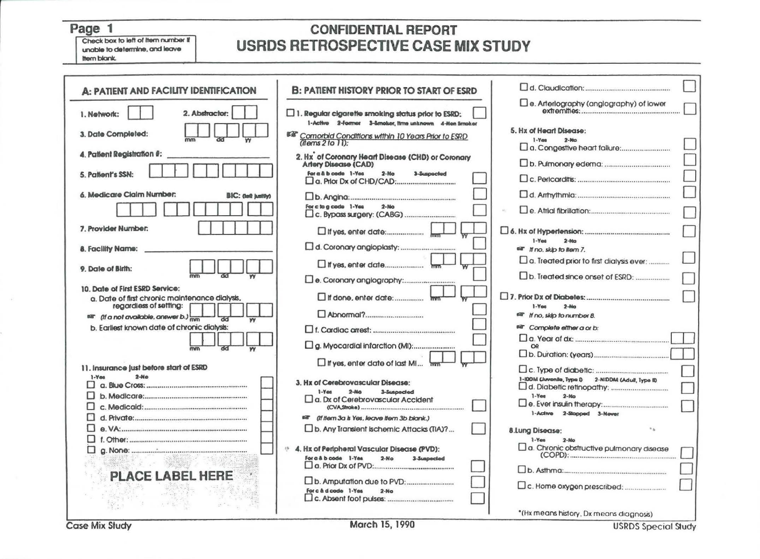# Page 1

Check box to left of item number if unable to determine, and leave item blank.

# CONFIDENTIAL REPORT
# USRDS RETROSPECTIVE CASE MIX STUDY

## A: PATIENT AND FACILITY IDENTIFICATION

1. Network: ☐☐

2. Abstractor: ☐☐

3. Date Completed: ☐☐ ☐☐ ☐☐ (mm dd yy)

4. Patient Registration #: ________

5. Patient's SSN: ☐☐☐ ☐☐ ☐☐☐☐

6. Medicare Claim Number: BIC: (left justify)

☐☐☐ ☐☐☐☐☐☐ ☐☐

7. Provider Number: ☐☐☐☐☐☐

8. Facility Name: ________

9. Date of Birth: ☐☐ ☐☐ ☐☐ (mm dd yy)

10. Date of First ESRD Service:

a. Date of first chronic maintenance dialysis, regardless of setting: ☐☐ ☐☐ ☐☐ (mm dd yy)

☞ (If a not available, answer b.)

b. Earliest known date of chronic dialysis: ☐☐ ☐☐ ☐☐ (mm dd yy)

11. Insurance just before start of ESRD

1-Yes 2-No

- ☐ a. Blue Cross: ☐
- ☐ b. Medicare: ☐
- ☐ c. Medicaid: ☐
- ☐ d. Private: ☐
- ☐ e. VA: ☐
- ☐ f. Other: ☐
- ☐ g. None: ☐

PLACE LABEL HERE

## B: PATIENT HISTORY PRIOR TO START OF ESRD

☐ 1. Regular cigarette smoking status prior to ESRD: ☐

1-Active 2-Former 3-Smoker, time unknown 4-Non Smoker

☞ *Comorbid Conditions within 10 Years Prior to ESRD (Items 2 to 11):*

2. Hx* of Coronary Heart Disease (CHD) or Coronary Artery Disease (CAD)

For a & b code 1-Yes 2-No 3-Suspected

- ☐ a. Prior Dx of CHD/CAD: ☐
- ☐ b. Angina: ☐

For c to g code 1-Yes 2-No

- ☐ c. Bypass surgery: (CABG) ☐
  - ☐ If yes, enter date: ☐☐ (mm) ☐☐ (yy)
- ☐ d. Coronary angioplasty: ☐
  - ☐ If yes, enter date: ☐☐ (mm) ☐☐ (yy)
- ☐ e. Coronary angiography: ☐
  - ☐ If done, enter date: ☐☐ (mm) ☐☐ (yy)
  - ☐ Abnormal? ☐
- ☐ f. Cardiac arrest: ☐
- ☐ g. Myocardial infarction (MI): ☐
  - ☐ If yes, enter date of last MI... ☐☐ (mm) ☐☐ (yy)

3. Hx of Cerebrovascular Disease:

1-Yes 2-No 3-Suspected

- ☐ a. Dx of Cerebrovascular Accident (CVA,Stroke) ☐

☞ (If item 3a is Yes, leave item 3b blank.)

- ☐ b. Any Transient Ischemic Attacks (TIA)? ☐

4. Hx of Peripheral Vascular Disease (PVD):

For a & b code 1-Yes 2-No 3-Suspected

- ☐ a. Prior Dx of PVD: ☐
- ☐ b. Amputation due to PVD: ☐

For c & d code 1-Yes 2-No

- ☐ c. Absent foot pulses: ☐
- ☐ d. Claudication: ☐
- ☐ e. Arteriography (angiography) of lower extremities: ☐

5. Hx of Heart Disease:

1-Yes 2-No

- ☐ a. Congestive heart failure: ☐
- ☐ b. Pulmonary edema: ☐
- ☐ c. Pericarditis: ☐
- ☐ d. Arrhythmia: ☐
- ☐ e. Atrial fibrillation: ☐

☐ 6. Hx of Hypertension: ☐

1-Yes 2-No

☞ If no, skip to item 7.

- ☐ a. Treated prior to first dialysis ever: ☐
- ☐ b. Treated since onset of ESRD: ☐

☐ 7. Prior Dx of Diabetes: ☐

1-Yes 2-No

☞ If no, skip to number 8.

☞ Complete either a or b:

- ☐ a. Year of dx: ☐☐

OR

- ☐ b. Duration: (years) ☐☐
- ☐ c. Type of diabetic: ☐

1-IDDM (Juvenile, Type I) 2-NIDDM (Adult, Type II)

- ☐ d. Diabetic retinopathy: ☐

1-Yes 2-No

- ☐ e. Ever insulin therapy: ☐

1-Active 2-Stopped 3-Never

8. Lung Disease:

1-Yes 2-No

- ☐ a. Chronic obstructive pulmonary disease (COPD): ☐
- ☐ b. Asthma: ☐
- ☐ c. Home oxygen prescribed: ☐

*(Hx means history, Dx means diagnosis)

Case Mix Study

March 15, 1990

USRDS Special Study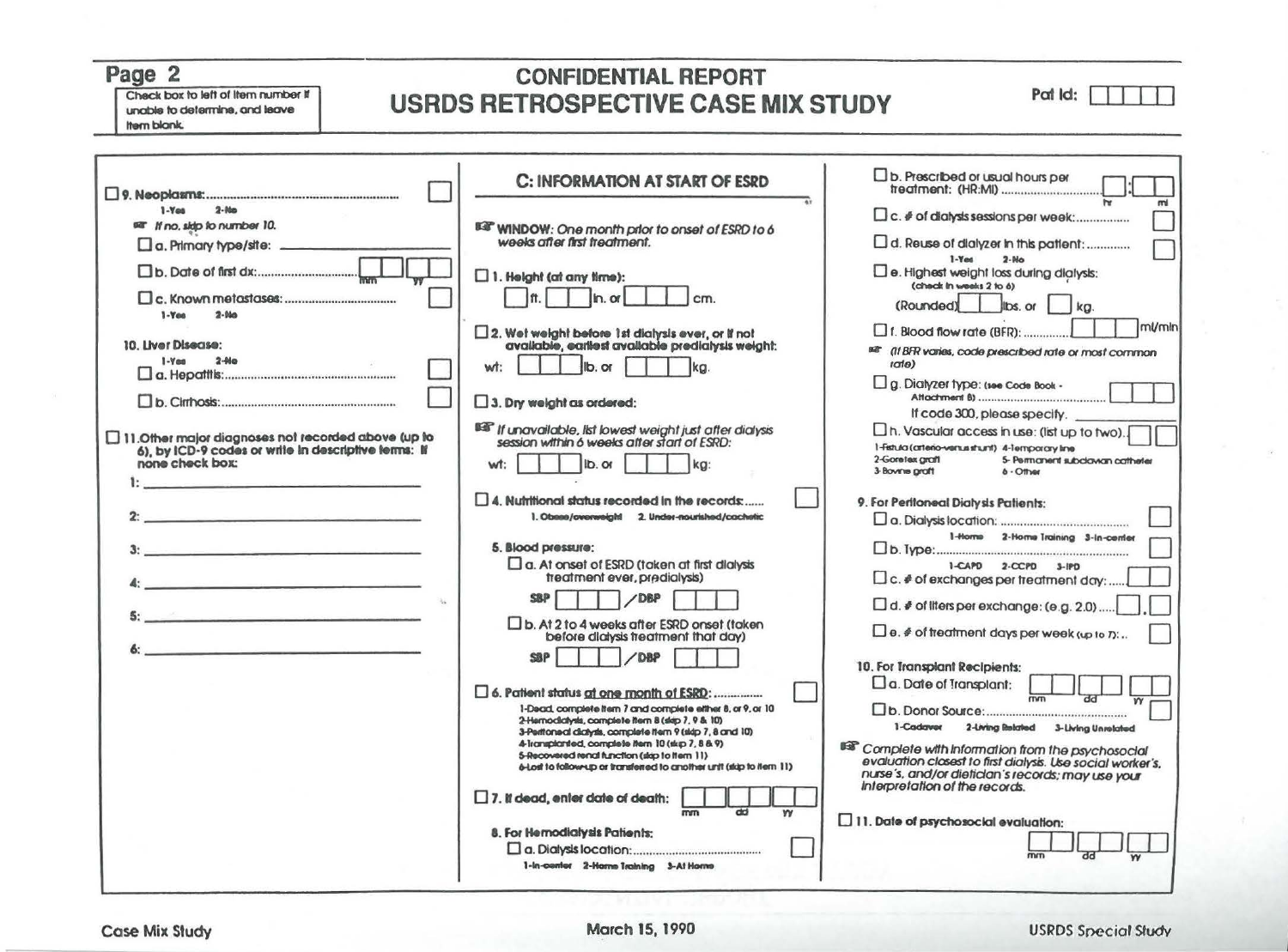**Page 2**

Check box to left of item number if unable to determine, and leave item blank.

# CONFIDENTIAL REPORT
# USRDS RETROSPECTIVE CASE MIX STUDY

Pat Id: ☐☐☐☐☐

☐ **9. Neoplasms:** ........................................................ ☐
1-Yes 2-No

☞ *If no, skip to number 10.*

☐ a. Primary type/site: ____________

☐ b. Date of first dx: ................................ ☐☐ ☐☐ (mm yy)

☐ c. Known metastases: ................................ ☐
1-Yes 2-No

**10. Liver Disease:**
1-Yes 2-No

☐ a. Hepatitis: ........................................................ ☐

☐ b. Cirrhosis: ........................................................ ☐

☐ **11. Other major diagnoses not recorded above (up to 6), by ICD-9 codes or write in descriptive terms: If none check box:**

1: ____________

2: ____________

3: ____________

4: ____________

5: ____________

6: ____________

## C: INFORMATION AT START OF ESRD

☞ *WINDOW: One month prior to onset of ESRD to 6 weeks after first treatment.*

☐ **1. Height (at any time):**
☐ ft. ☐☐ in. or ☐☐☐ cm.

☐ **2. Wet weight before 1st dialysis ever, or if not available, earliest available predialysis weight:**
wt: ☐☐☐ lb. or ☐☐☐ kg.

☐ **3. Dry weight as ordered:**

☞ *If unavailable, list lowest weight just after dialysis session within 6 weeks after start of ESRD:*
wt: ☐☐☐ lb. or ☐☐☐ kg:

☐ **4. Nutritional status recorded in the records:** ...... ☐
1. Obese/overweight 2. Under-nourished/cachetic

**5. Blood pressure:**

☐ a. At onset of ESRD (taken at first dialysis treatment ever, predialysis)
SBP ☐☐☐ / DBP ☐☐☐

☐ b. At 2 to 4 weeks after ESRD onset (taken before dialysis treatment that day)
SBP ☐☐☐ / DBP ☐☐☐

☐ **6. Patient status at one month of ESRD:** ............... ☐
1-Dead, complete item 7 and complete either 8, or 9, or 10
2-Hemodialysis, complete item 8 (skip 7, 9 & 10)
3-Peritoneal dialysis, complete item 9 (skip 7, 8 and 10)
4-Transplanted, complete item 10 (skip 7, 8 & 9)
5-Recovered renal function (skip to item 11)
6-Lost to follow-up or transferred to another unit (skip to item 11)

☐ **7. If dead, enter date of death:** ☐☐ ☐☐ ☐☐ (mm dd yy)

**8. For Hemodialysis Patients:**

☐ a. Dialysis location: ........................................ ☐
1-In-center 2-Home Training 3-At Home

☐ b. Prescribed or usual hours per treatment: (HR:MI) ................................ ☐:☐☐ (hr mi)

☐ c. # of dialysis sessions per week: ................ ☐

☐ d. Reuse of dialyzer in this patient: ............ ☐
1-Yes 2-No

☐ e. Highest weight loss during dialysis:
(check in weeks 2 to 6)
(Rounded) ☐☐ lbs. or ☐ kg.

☐ f. Blood flow rate (BFR): ............. ☐☐☐ ml/min

☞ *(If BFR varies, code prescribed rate or most common rate)*

☐ g. Dialyzer type: (see Code Book - Attachment B) ........................................ ☐☐☐
If code 300, please specify. ____________

☐ h. Vascular access in use: (list up to two). ☐ ☐
1-Fistula (arterio-venus shunt) 4-Temporary line
2-Goretex graft 5- Permanent subclavian catheter
3-Bovine graft 6 - Other

**9. For Peritoneal Dialysis Patients:**

☐ a. Dialysis location: ........................................ ☐
1-Home 2-Home Training 3-In-center

☐ b. Type: ........................................ ☐
1-CAPD 2-CCPD 3-IPD

☐ c. # of exchanges per treatment day: ..... ☐☐

☐ d. # of liters per exchange: (e.g. 2.0) ..... ☐.☐

☐ e. # of treatment days per week (up to 7): .. ☐

**10. For Transplant Recipients:**

☐ a. Date of Transplant: ☐☐ ☐☐ ☐☐ (mm dd yy)

☐ b. Donor Source: ........................................ ☐
1-Cadaver 2-Living Related 3-Living Unrelated

☞ *Complete with information from the psychosocial evaluation closest to first dialysis. Use social worker's, nurse's, and/or dietician's records; may use your interpretation of the records.*

☐ **11. Date of psychosocial evaluation:**
☐☐ ☐☐ ☐☐ (mm dd yy)

Case Mix Study — March 15, 1990 — USRDS Special Study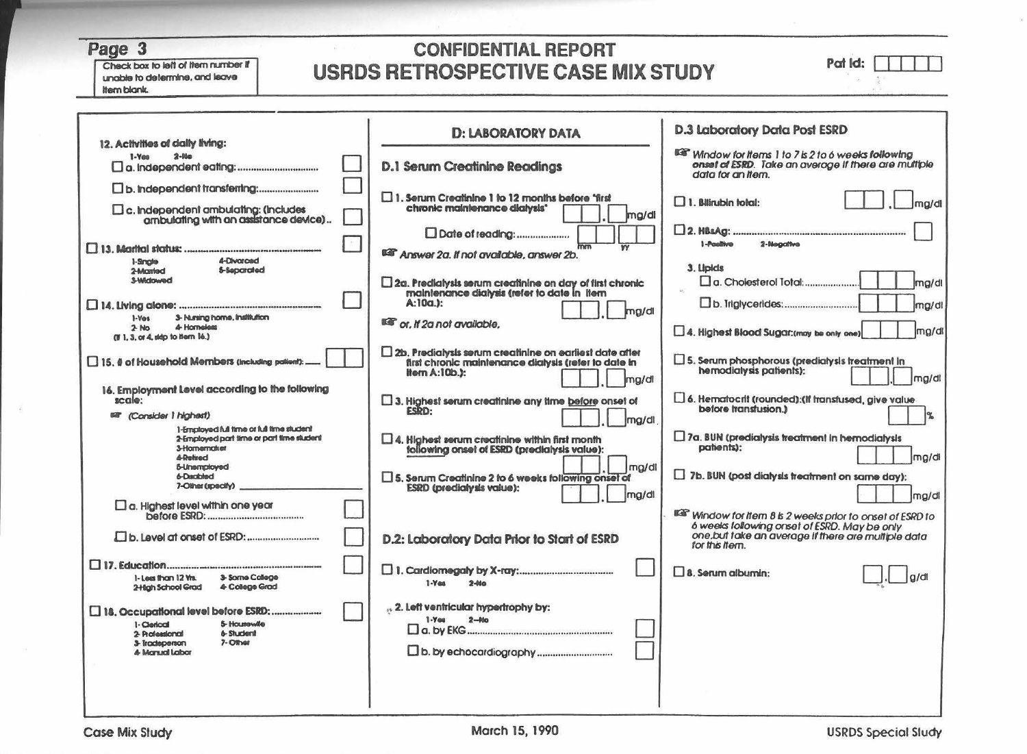Check box to left of item number if unable to determine, and leave item blank.

# CONFIDENTIAL REPORT
# USRDS RETROSPECTIVE CASE MIX STUDY

Pat Id: ☐☐☐☐☐

**12. Activities of daily living:**

1-Yes 2-No

☐ a. Independent eating: .............................. ☐

☐ b. Independent transferring: ...................... ☐

☐ c. Independent ambulating: (includes ambulating with an assistance device).. ☐

☐ **13. Marital status:** .............................................. ☐

1-Single 4-Divorced
2-Married 5-Separated
3-Widowed

☐ **14. Living alone:** .............................................. ☐

1-Yes 3- Nursing home, Institution
2- No 4- Homeless
(If 1, 3, or 4, skip to item 16.)

☐ **15. # of Household Members** (including patient): ____ ☐☐

**16. Employment Level according to the following scale:**

(Consider 1 highest)

1-Employed full time or full time student
2-Employed part time or part time student
3-Homemaker
4-Retired
5-Unemployed
6-Disabled
7-Other (specify) ____________

☐ a. Highest level within one year before ESRD: .................................. ☐

☐ b. Level at onset of ESRD: .......................... ☐

☐ **17. Education** .............................................. ☐

1- Less than 12 Yrs. 3- Some College
2-High School Grad 4- College Grad

☐ **18. Occupational level before ESRD:** .................. ☐

1- Clerical 5- Housewife
2- Professional 6- Student
3- Tradesperson 7- Other
4- Manual Labor

## D: LABORATORY DATA

### D.1 Serum Creatinine Readings

☐ **1. Serum Creatinine 1 to 12 months before "first chronic maintenance dialysis"** ☐☐.☐ mg/dl

☐ Date of reading: .................... ☐☐ ☐☐ (mm yy)

*Answer 2a. If not available, answer 2b.*

☐ **2a. Predialysis serum creatinine on day of first chronic maintenance dialysis (refer to date in item A:10a.):** ☐☐.☐ mg/dl

*or, If 2a not available,*

☐ **2b. Predialysis serum creatinine on earliest date after first chronic maintenance dialysis (refer to date in item A:10b.):** ☐☐.☐ mg/dl

☐ **3. Highest serum creatinine any time before onset of ESRD:** ☐☐.☐ mg/dl

☐ **4. Highest serum creatinine within first month following onset of ESRD (predialysis value):** ☐☐.☐ mg/dl

☐ **5. Serum Creatinine 2 to 6 weeks following onset of ESRD (predialysis value):** ☐☐.☐ mg/dl

### D.2: Laboratory Data Prior to Start of ESRD

☐ **1. Cardiomegaly by X-ray:** .................................. ☐

1-Yes 2-No

**2. Left ventricular hypertrophy by:**

1-Yes 2—No

☐ a. by EKG .................................................... ☐

☐ b. by echocardiography ............................ ☐

### D.3 Laboratory Data Post ESRD

*Window for items 1 to 7 is 2 to 6 weeks following onset of ESRD. Take an average if there are multiple data for an item.*

☐ **1. Bilirubin total:** ☐☐.☐ mg/dl

☐ **2. HBsAg:** .............................................................. ☐

1-Positive 2-Negative

**3. Lipids**

☐ a. Cholesterol Total: .................... ☐☐☐ mg/dl

☐ b. Triglycerides: .......................... ☐☐☐ mg/dl

☐ **4. Highest Blood Sugar:** (may be only one) ☐☐☐ mg/dl

☐ **5. Serum phosphorous (predialysis treatment in hemodialysis patients):** ☐☐.☐ mg/dl

☐ **6. Hematocrit (rounded):** (If transfused, give value before transfusion.) ☐☐ %

☐ **7a. BUN (predialysis treatment in hemodialysis patients):** ☐☐☐ mg/dl

☐ **7b. BUN (post dialysis treatment on same day):** ☐☐☐ mg/dl

*Window for item 8 is 2 weeks prior to onset of ESRD to 6 weeks following onset of ESRD. May be only one, but take an average if there are multiple data for this item.*

☐ **8. Serum albumin:** ☐.☐ g/dl